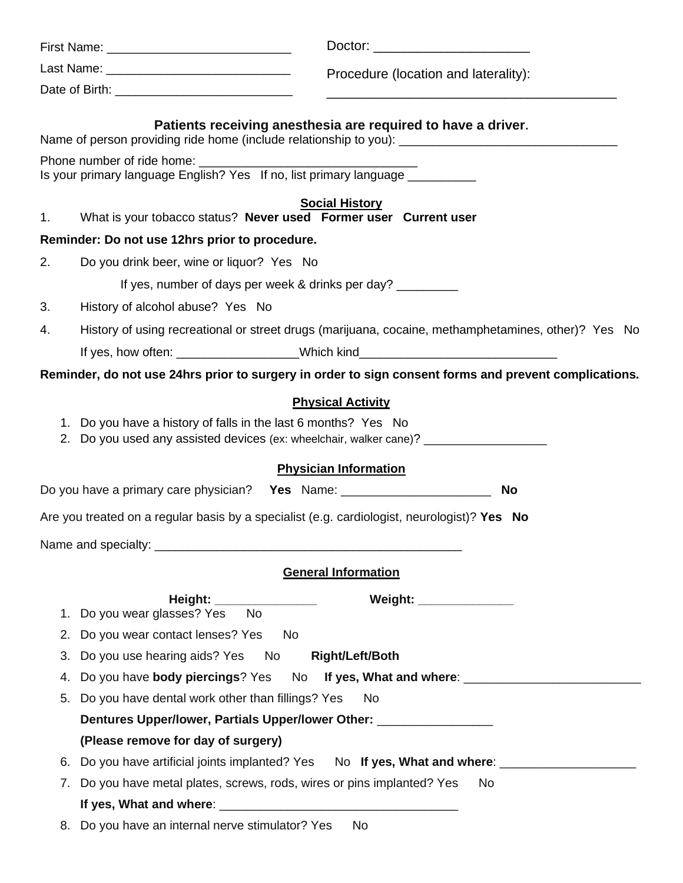First Name: ___________________________

Last Name: ___________________________

Date of Birth: __________________________

Doctor: ______________________

Procedure (location and laterality):

__________________________________________

**Patients receiving anesthesia are required to have a driver.**

Name of person providing ride home (include relationship to you): ________________________________

Phone number of ride home: ________________________________

Is your primary language English? Yes If no, list primary language __________

## Social History

1. What is your tobacco status? **Never used Former user Current user**

**Reminder: Do not use 12hrs prior to procedure.**

2. Do you drink beer, wine or liquor? Yes No

   If yes, number of days per week & drinks per day? _________

3. History of alcohol abuse? Yes No

4. History of using recreational or street drugs (marijuana, cocaine, methamphetamines, other)? Yes No

   If yes, how often: __________________Which kind_____________________________

**Reminder, do not use 24hrs prior to surgery in order to sign consent forms and prevent complications.**

## Physical Activity

1. Do you have a history of falls in the last 6 months? Yes No
2. Do you used any assisted devices (ex: wheelchair, walker cane)? __________________

## Physician Information

Do you have a primary care physician? **Yes** Name: ______________________ **No**

Are you treated on a regular basis by a specialist (e.g. cardiologist, neurologist)? **Yes No**

Name and specialty: ______________________________________________

## General Information

**Height:** _______________ **Weight:** ______________

1. Do you wear glasses? Yes No
2. Do you wear contact lenses? Yes No
3. Do you use hearing aids? Yes No **Right/Left/Both**
4. Do you have **body piercings**? Yes No **If yes, What and where**: __________________________
5. Do you have dental work other than fillings? Yes No

   **Dentures Upper/lower, Partials Upper/lower Other:** _________________

   **(Please remove for day of surgery)**
6. Do you have artificial joints implanted? Yes No **If yes, What and where**: ____________________
7. Do you have metal plates, screws, rods, wires or pins implanted? Yes No

   **If yes, What and where**: ___________________________________
8. Do you have an internal nerve stimulator? Yes No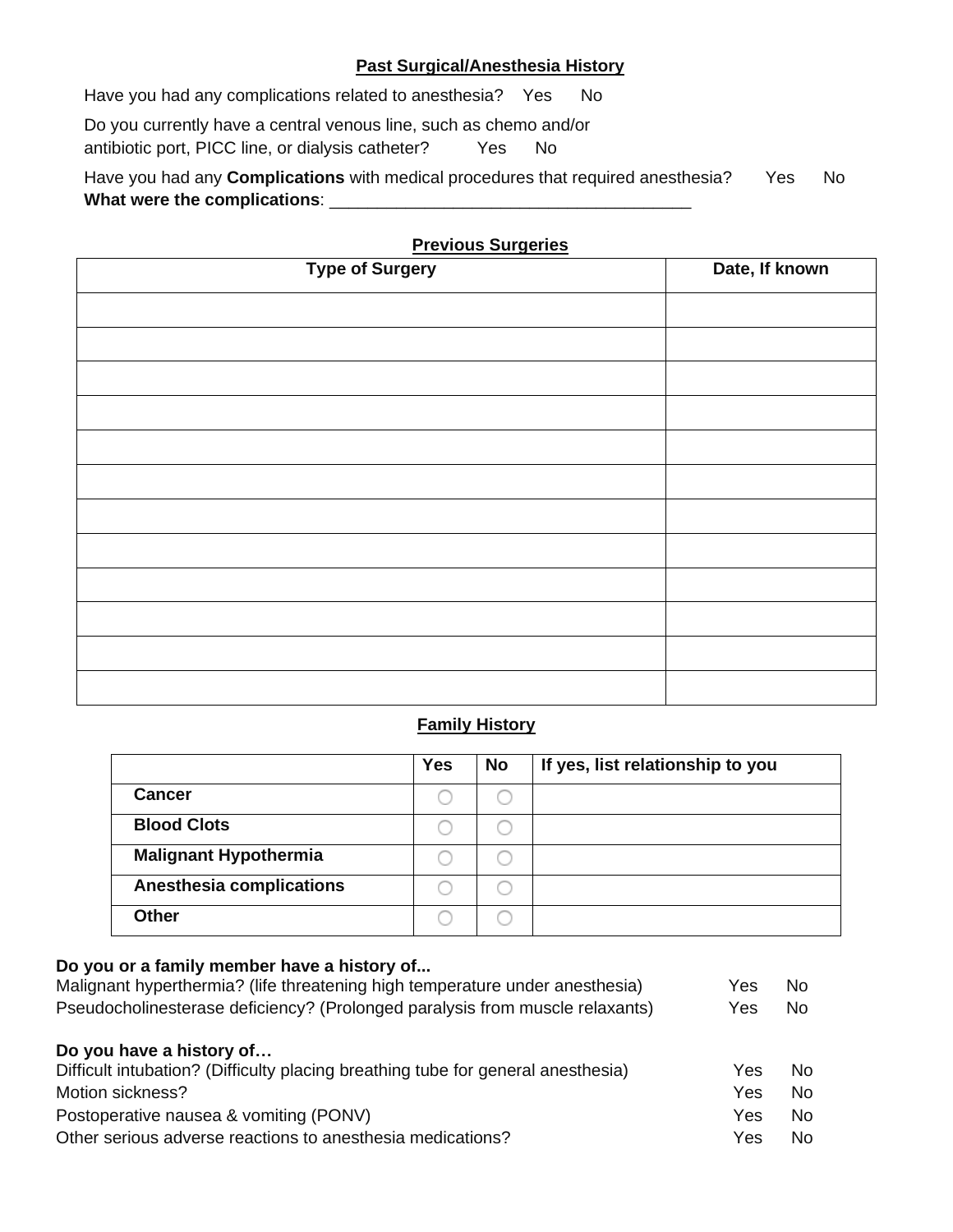## Past Surgical/Anesthesia History

Have you had any complications related to anesthesia? Yes No

Do you currently have a central venous line, such as chemo and/or antibiotic port, PICC line, or dialysis catheter? Yes No

Have you had any **Complications** with medical procedures that required anesthesia? Yes No
**What were the complications**: _______________________________________

## Previous Surgeries

| Type of Surgery | Date, If known |
|---|---|
| | |
| | |
| | |
| | |
| | |
| | |
| | |
| | |
| | |
| | |
| | |
| | |

## Family History

| | Yes | No | If yes, list relationship to you |
|---|---|---|---|
| **Cancer** | ○ | ○ | |
| **Blood Clots** | ○ | ○ | |
| **Malignant Hypothermia** | ○ | ○ | |
| **Anesthesia complications** | ○ | ○ | |
| **Other** | ○ | ○ | |

**Do you or a family member have a history of...**

Malignant hyperthermia? (life threatening high temperature under anesthesia) Yes No

Pseudocholinesterase deficiency? (Prolonged paralysis from muscle relaxants) Yes No

**Do you have a history of…**

Difficult intubation? (Difficulty placing breathing tube for general anesthesia) Yes No

Motion sickness? Yes No

Postoperative nausea & vomiting (PONV) Yes No

Other serious adverse reactions to anesthesia medications? Yes No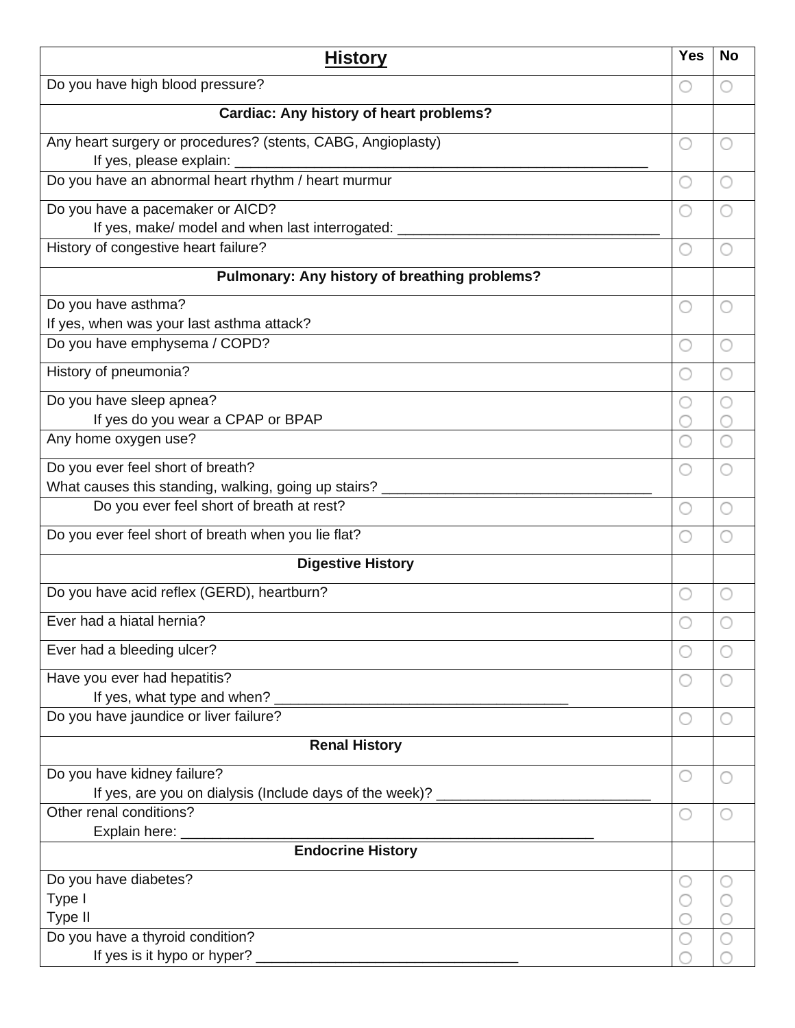| **History** | **Yes** | **No** |
|---|---|---|
| Do you have high blood pressure? | ○ | ○ |
| **Cardiac: Any history of heart problems?** | | |
| Any heart surgery or procedures? (stents, CABG, Angioplasty)<br>If yes, please explain: ______________________________________________________ | ○ | ○ |
| Do you have an abnormal heart rhythm / heart murmur | ○ | ○ |
| Do you have a pacemaker or AICD?<br>If yes, make/ model and when last interrogated: _________________________________ | ○ | ○ |
| History of congestive heart failure? | ○ | ○ |
| **Pulmonary: Any history of breathing problems?** | | |
| Do you have asthma?<br>If yes, when was your last asthma attack? | ○ | ○ |
| Do you have emphysema / COPD? | ○ | ○ |
| History of pneumonia? | ○ | ○ |
| Do you have sleep apnea?<br>If yes do you wear a CPAP or BPAP | ○<br>○ | ○<br>○ |
| Any home oxygen use? | ○ | ○ |
| Do you ever feel short of breath?<br>What causes this standing, walking, going up stairs? __________________________________ | ○ | ○ |
| Do you ever feel short of breath at rest? | ○ | ○ |
| Do you ever feel short of breath when you lie flat? | ○ | ○ |
| **Digestive History** | | |
| Do you have acid reflex (GERD), heartburn? | ○ | ○ |
| Ever had a hiatal hernia? | ○ | ○ |
| Ever had a bleeding ulcer? | ○ | ○ |
| Have you ever had hepatitis?<br>If yes, what type and when? ______________________________________ | ○ | ○ |
| Do you have jaundice or liver failure? | ○ | ○ |
| **Renal History** | | |
| Do you have kidney failure?<br>If yes, are you on dialysis (Include days of the week)? ___________________________ | ○ | ○ |
| Other renal conditions?<br>Explain here: ______________________________________________________ | ○ | ○ |
| **Endocrine History** | | |
| Do you have diabetes?<br>Type I<br>Type II | ○<br>○<br>○ | ○<br>○<br>○ |
| Do you have a thyroid condition?<br>If yes is it hypo or hyper? _________________________________ | ○<br>○ | ○<br>○ |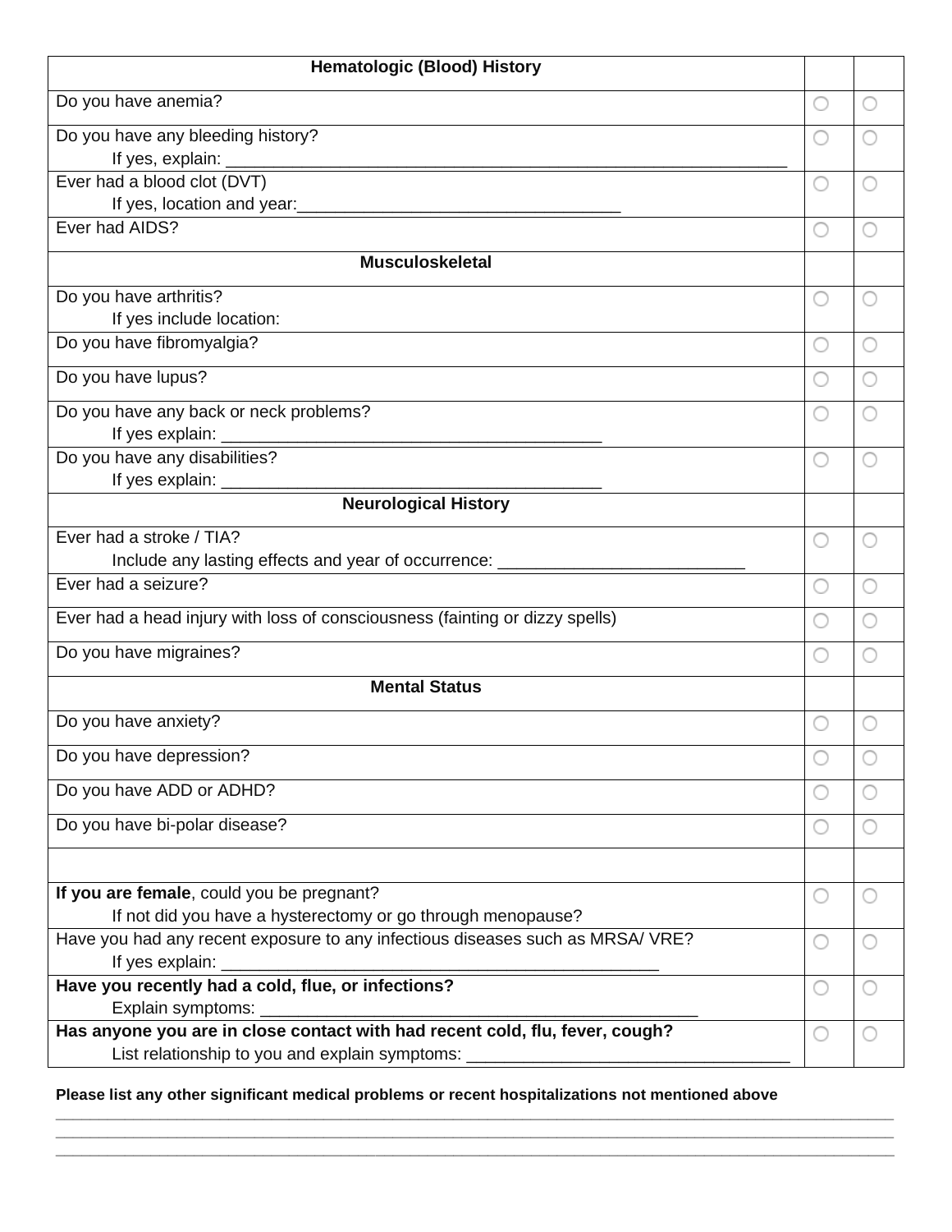| Hematologic (Blood) History | | |
|---|---|---|
| Do you have anemia? | ○ | ○ |
| Do you have any bleeding history?<br>If yes, explain: ____________________________________________________________ | ○ | ○ |
| Ever had a blood clot (DVT)<br>If yes, location and year:___________________________________ | ○ | ○ |
| Ever had AIDS? | ○ | ○ |
| **Musculoskeletal** | | |
| Do you have arthritis?<br>If yes include location: | ○ | ○ |
| Do you have fibromyalgia? | ○ | ○ |
| Do you have lupus? | ○ | ○ |
| Do you have any back or neck problems?<br>If yes explain: ________________________________________ | ○ | ○ |
| Do you have any disabilities?<br>If yes explain: ________________________________________ | ○ | ○ |
| **Neurological History** | | |
| Ever had a stroke / TIA?<br>Include any lasting effects and year of occurrence: __________________________ | ○ | ○ |
| Ever had a seizure? | ○ | ○ |
| Ever had a head injury with loss of consciousness (fainting or dizzy spells) | ○ | ○ |
| Do you have migraines? | ○ | ○ |
| **Mental Status** | | |
| Do you have anxiety? | ○ | ○ |
| Do you have depression? | ○ | ○ |
| Do you have ADD or ADHD? | ○ | ○ |
| Do you have bi-polar disease? | ○ | ○ |
| | | |
| **If you are female**, could you be pregnant?<br>If not did you have a hysterectomy or go through menopause? | ○ | ○ |
| Have you had any recent exposure to any infectious diseases such as MRSA/ VRE?<br>If yes explain: ______________________________________________ | ○ | ○ |
| **Have you recently had a cold, flue, or infections?**<br>Explain symptoms: ______________________________________________ | ○ | ○ |
| **Has anyone you are in close contact with had recent cold, flu, fever, cough?**<br>List relationship to you and explain symptoms: __________________________________ | ○ | ○ |

**Please list any other significant medical problems or recent hospitalizations not mentioned above**

______________________________________________________________________________________________

______________________________________________________________________________________________

______________________________________________________________________________________________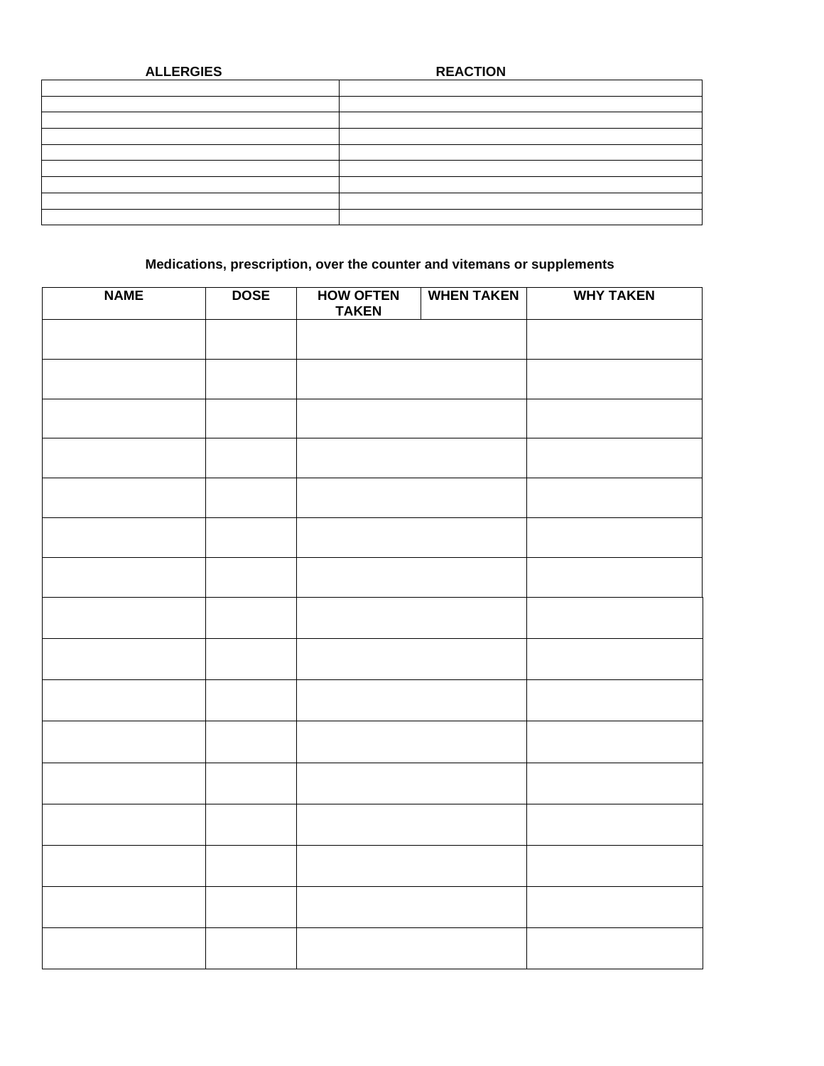| ALLERGIES | REACTION |
|---|---|
| | |
| | |
| | |
| | |
| | |
| | |
| | |
| | |
| | |

**Medications, prescription, over the counter and vitemans or supplements**

| NAME | DOSE | HOW OFTEN TAKEN | WHEN TAKEN | WHY TAKEN |
|---|---|---|---|---|
| | | | | |
| | | | | |
| | | | | |
| | | | | |
| | | | | |
| | | | | |
| | | | | |
| | | | | |
| | | | | |
| | | | | |
| | | | | |
| | | | | |
| | | | | |
| | | | | |
| | | | | |
| | | | | |